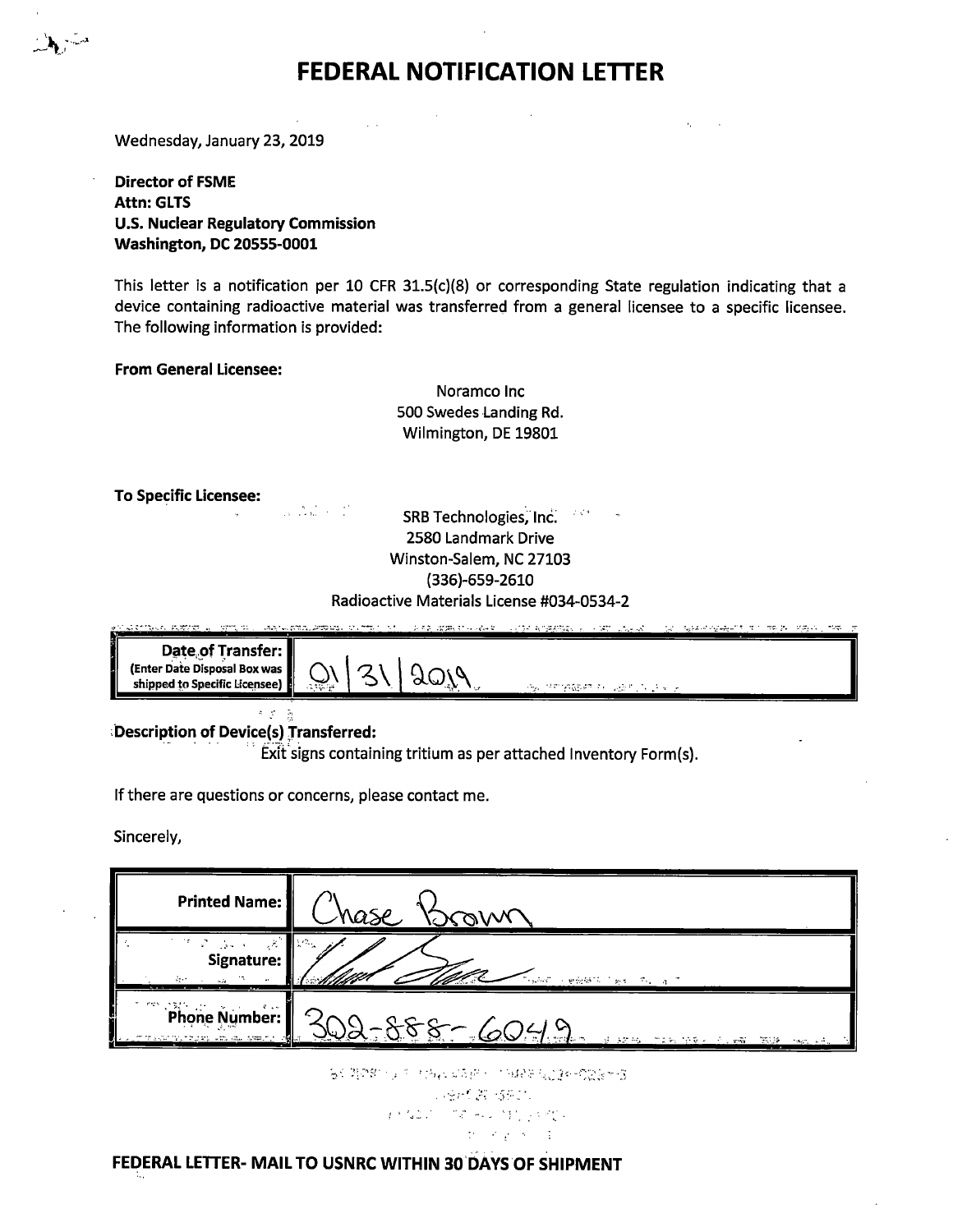# FEDERAL NOTIFICATION LETTER

Wednesday, January 23, 2019

**Director of FSME**
**Attn: GLTS**
**U.S. Nuclear Regulatory Commission**
**Washington, DC 20555-0001**

This letter is a notification per 10 CFR 31.5(c)(8) or corresponding State regulation indicating that a device containing radioactive material was transferred from a general licensee to a specific licensee. The following information is provided:

**From General Licensee:**

Noramco Inc
500 Swedes Landing Rd.
Wilmington, DE 19801

**To Specific Licensee:**

SRB Technologies, Inc.
2580 Landmark Drive
Winston-Salem, NC 27103
(336)-659-2610
Radioactive Materials License #034-0534-2

| **Date of Transfer:** (Enter Date Disposal Box was shipped to Specific Licensee) | 01 \| 31 \| 2019 |
|---|---|

**Description of Device(s) Transferred:**

Exit signs containing tritium as per attached Inventory Form(s).

If there are questions or concerns, please contact me.

Sincerely,

| | |
|---|---|
| **Printed Name:** | Chase Brown |
| **Signature:** | [signature] |
| **Phone Number:** | 302-888-6049 |

**FEDERAL LETTER- MAIL TO USNRC WITHIN 30 DAYS OF SHIPMENT**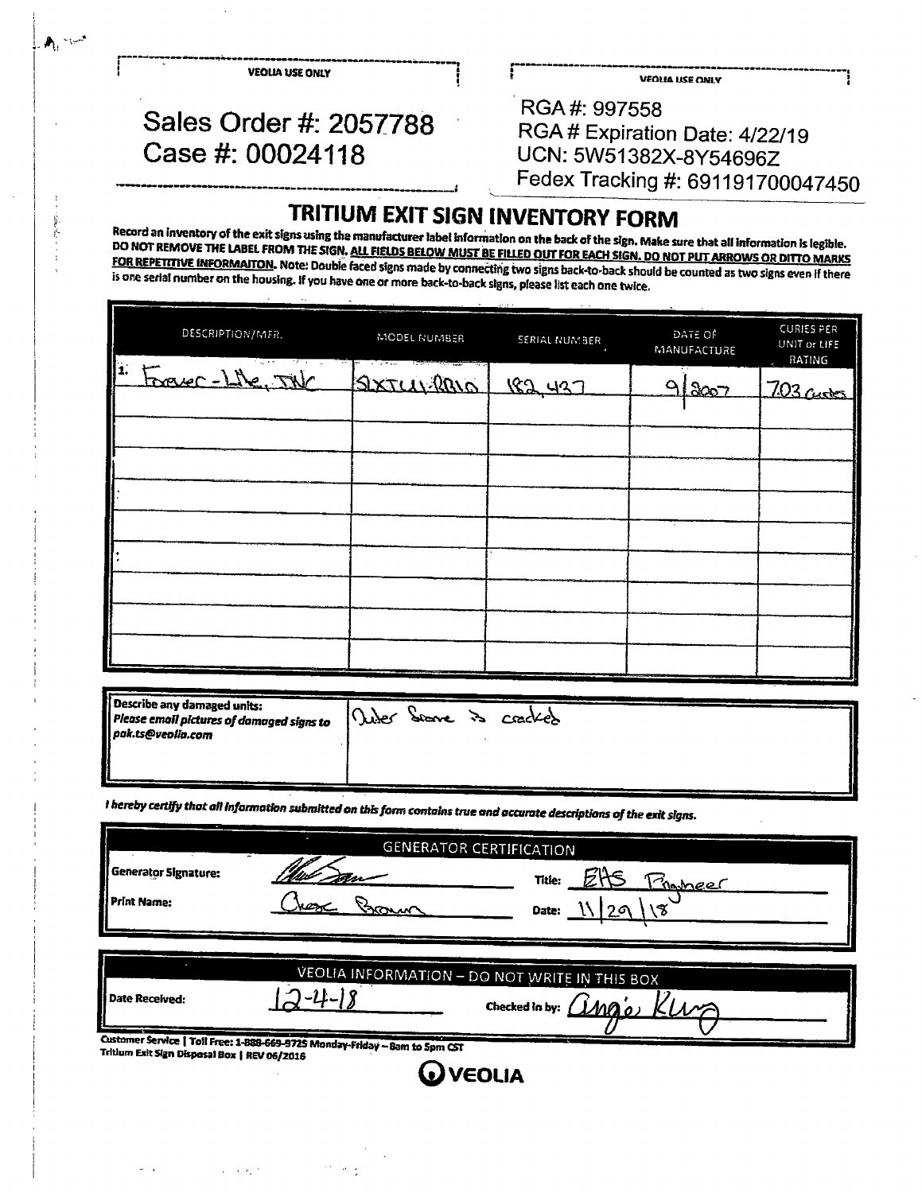VEOLIA USE ONLY

Sales Order #: 2057788
Case #: 00024118

VEOLIA USE ONLY

RGA #: 997558
RGA # Expiration Date: 4/22/19
UCN: 5W51382X-8Y54696Z
Fedex Tracking #: 691191700047450

# TRITIUM EXIT SIGN INVENTORY FORM

**Record an inventory of the exit signs using the manufacturer label information on the back of the sign. Make sure that all information is legible. DO NOT REMOVE THE LABEL FROM THE SIGN. ALL FIELDS BELOW MUST BE FILLED OUT FOR EACH SIGN. DO NOT PUT ARROWS OR DITTO MARKS FOR REPETITIVE INFORMAITON. Note: Double faced signs made by connecting two signs back-to-back should be counted as two signs even if there is one serial number on the housing. If you have one or more back-to-back signs, please list each one twice.**

| DESCRIPTION/MFR. | MODEL NUMBER | SERIAL NUMBER | DATE OF MANUFACTURE | CURIES PER UNIT or LIFE RATING |
|---|---|---|---|---|
| 1. Forever-Lite, INC | SLXTLL1-RR10 | 182,437 | 9/2007 | 7.03 Curies |
| | | | | |
| | | | | |
| | | | | |
| | | | | |
| | | | | |
| | | | | |
| | | | | |
| | | | | |
| | | | | |

| | |
|---|---|
| **Describe any damaged units:** *Please email pictures of damaged signs to pok.ts@veolia.com* | Outer Screen is cracked |

*I hereby certify that all information submitted on this form contains true and accurate descriptions of the exit signs.*

| GENERATOR CERTIFICATION | | | |
|---|---|---|---|
| **Generator Signature:** | [signature] | **Title:** | EHS Engineer |
| **Print Name:** | Chase Brown | **Date:** | 11/29/18 |

| VEOLIA INFORMATION – DO NOT WRITE IN THIS BOX | | | |
|---|---|---|---|
| **Date Received:** | 12-4-18 | **Checked in by:** | Angie King |

**Customer Service | Toll Free: 1-888-669-9725 Monday-Friday – 8am to 5pm CST**
**Tritium Exit Sign Disposal Box | REV 06/2016**

VEOLIA